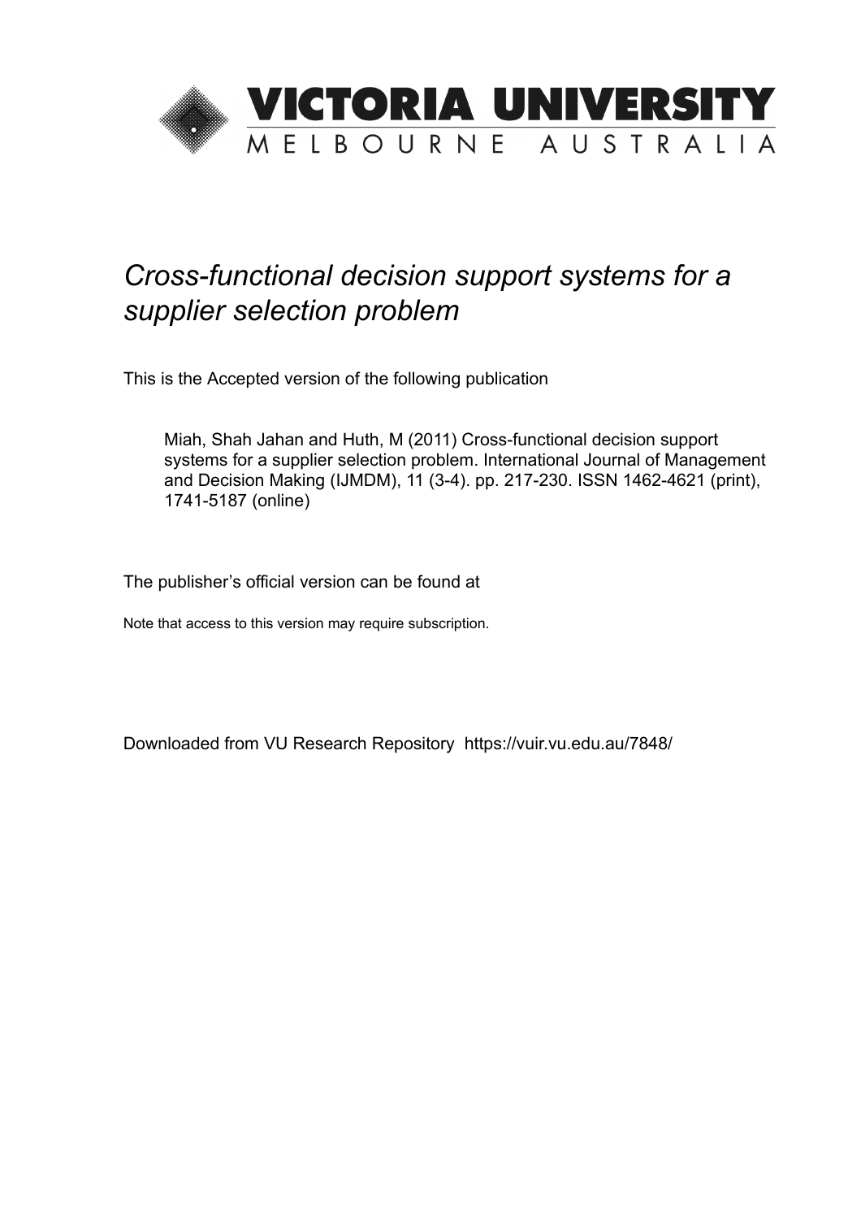# VICTORIA UNIVERSITY

MELBOURNE AUSTRALIA

*Cross-functional decision support systems for a supplier selection problem*

This is the Accepted version of the following publication

Miah, Shah Jahan and Huth, M (2011) Cross-functional decision support systems for a supplier selection problem. International Journal of Management and Decision Making (IJMDM), 11 (3-4). pp. 217-230. ISSN 1462-4621 (print), 1741-5187 (online)

The publisher's official version can be found at

Note that access to this version may require subscription.

Downloaded from VU Research Repository https://vuir.vu.edu.au/7848/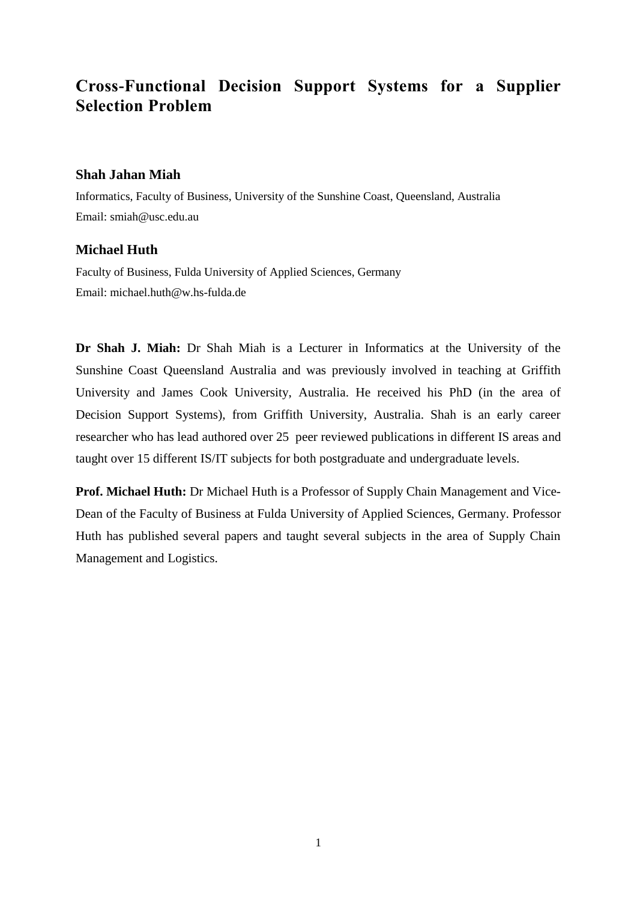# Cross-Functional Decision Support Systems for a Supplier Selection Problem

### Shah Jahan Miah

Informatics, Faculty of Business, University of the Sunshine Coast, Queensland, Australia
Email: smiah@usc.edu.au

### Michael Huth

Faculty of Business, Fulda University of Applied Sciences, Germany
Email: michael.huth@w.hs-fulda.de

**Dr Shah J. Miah:** Dr Shah Miah is a Lecturer in Informatics at the University of the Sunshine Coast Queensland Australia and was previously involved in teaching at Griffith University and James Cook University, Australia. He received his PhD (in the area of Decision Support Systems), from Griffith University, Australia. Shah is an early career researcher who has lead authored over 25 peer reviewed publications in different IS areas and taught over 15 different IS/IT subjects for both postgraduate and undergraduate levels.

**Prof. Michael Huth:** Dr Michael Huth is a Professor of Supply Chain Management and Vice-Dean of the Faculty of Business at Fulda University of Applied Sciences, Germany. Professor Huth has published several papers and taught several subjects in the area of Supply Chain Management and Logistics.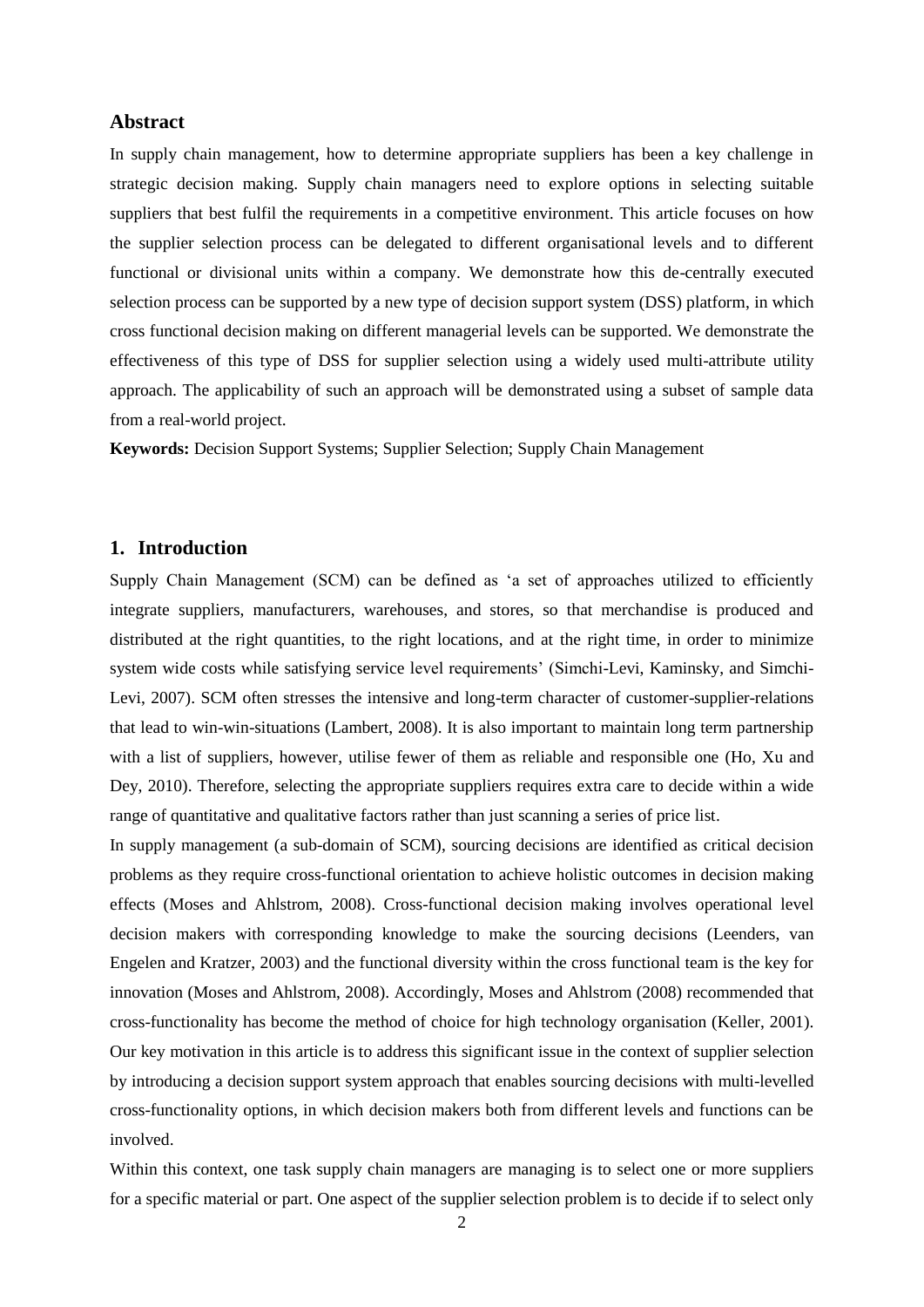## Abstract

In supply chain management, how to determine appropriate suppliers has been a key challenge in strategic decision making. Supply chain managers need to explore options in selecting suitable suppliers that best fulfil the requirements in a competitive environment. This article focuses on how the supplier selection process can be delegated to different organisational levels and to different functional or divisional units within a company. We demonstrate how this de-centrally executed selection process can be supported by a new type of decision support system (DSS) platform, in which cross functional decision making on different managerial levels can be supported. We demonstrate the effectiveness of this type of DSS for supplier selection using a widely used multi-attribute utility approach. The applicability of such an approach will be demonstrated using a subset of sample data from a real-world project.

**Keywords:** Decision Support Systems; Supplier Selection; Supply Chain Management

## 1. Introduction

Supply Chain Management (SCM) can be defined as 'a set of approaches utilized to efficiently integrate suppliers, manufacturers, warehouses, and stores, so that merchandise is produced and distributed at the right quantities, to the right locations, and at the right time, in order to minimize system wide costs while satisfying service level requirements' (Simchi-Levi, Kaminsky, and Simchi-Levi, 2007). SCM often stresses the intensive and long-term character of customer-supplier-relations that lead to win-win-situations (Lambert, 2008). It is also important to maintain long term partnership with a list of suppliers, however, utilise fewer of them as reliable and responsible one (Ho, Xu and Dey, 2010). Therefore, selecting the appropriate suppliers requires extra care to decide within a wide range of quantitative and qualitative factors rather than just scanning a series of price list.

In supply management (a sub-domain of SCM), sourcing decisions are identified as critical decision problems as they require cross-functional orientation to achieve holistic outcomes in decision making effects (Moses and Ahlstrom, 2008). Cross-functional decision making involves operational level decision makers with corresponding knowledge to make the sourcing decisions (Leenders, van Engelen and Kratzer, 2003) and the functional diversity within the cross functional team is the key for innovation (Moses and Ahlstrom, 2008). Accordingly, Moses and Ahlstrom (2008) recommended that cross-functionality has become the method of choice for high technology organisation (Keller, 2001). Our key motivation in this article is to address this significant issue in the context of supplier selection by introducing a decision support system approach that enables sourcing decisions with multi-levelled cross-functionality options, in which decision makers both from different levels and functions can be involved.

Within this context, one task supply chain managers are managing is to select one or more suppliers for a specific material or part. One aspect of the supplier selection problem is to decide if to select only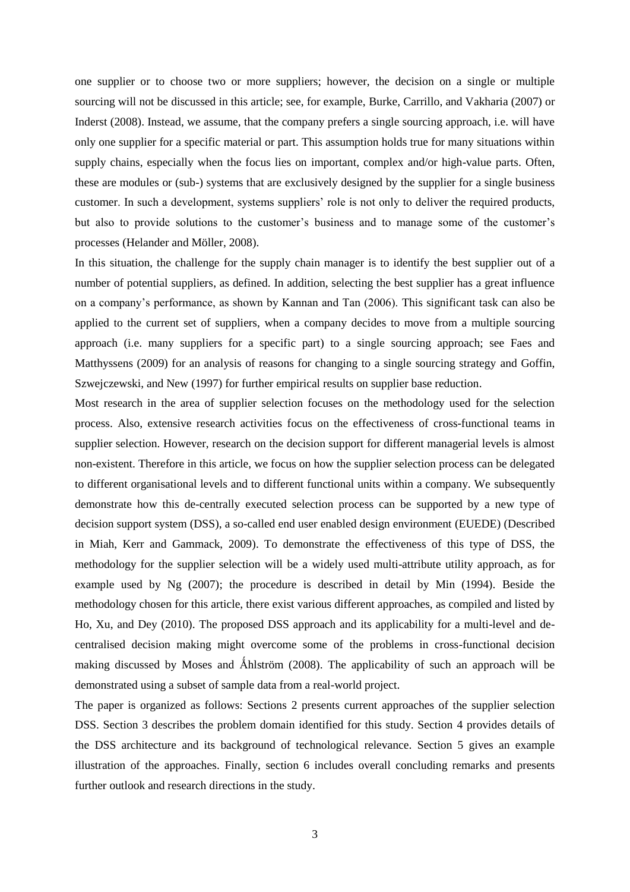one supplier or to choose two or more suppliers; however, the decision on a single or multiple sourcing will not be discussed in this article; see, for example, Burke, Carrillo, and Vakharia (2007) or Inderst (2008). Instead, we assume, that the company prefers a single sourcing approach, i.e. will have only one supplier for a specific material or part. This assumption holds true for many situations within supply chains, especially when the focus lies on important, complex and/or high-value parts. Often, these are modules or (sub-) systems that are exclusively designed by the supplier for a single business customer. In such a development, systems suppliers' role is not only to deliver the required products, but also to provide solutions to the customer's business and to manage some of the customer's processes (Helander and Möller, 2008).

In this situation, the challenge for the supply chain manager is to identify the best supplier out of a number of potential suppliers, as defined. In addition, selecting the best supplier has a great influence on a company's performance, as shown by Kannan and Tan (2006). This significant task can also be applied to the current set of suppliers, when a company decides to move from a multiple sourcing approach (i.e. many suppliers for a specific part) to a single sourcing approach; see Faes and Matthyssens (2009) for an analysis of reasons for changing to a single sourcing strategy and Goffin, Szwejczewski, and New (1997) for further empirical results on supplier base reduction.

Most research in the area of supplier selection focuses on the methodology used for the selection process. Also, extensive research activities focus on the effectiveness of cross-functional teams in supplier selection. However, research on the decision support for different managerial levels is almost non-existent. Therefore in this article, we focus on how the supplier selection process can be delegated to different organisational levels and to different functional units within a company. We subsequently demonstrate how this de-centrally executed selection process can be supported by a new type of decision support system (DSS), a so-called end user enabled design environment (EUEDE) (Described in Miah, Kerr and Gammack, 2009). To demonstrate the effectiveness of this type of DSS, the methodology for the supplier selection will be a widely used multi-attribute utility approach, as for example used by Ng (2007); the procedure is described in detail by Min (1994). Beside the methodology chosen for this article, there exist various different approaches, as compiled and listed by Ho, Xu, and Dey (2010). The proposed DSS approach and its applicability for a multi-level and de-centralised decision making might overcome some of the problems in cross-functional decision making discussed by Moses and Åhlström (2008). The applicability of such an approach will be demonstrated using a subset of sample data from a real-world project.

The paper is organized as follows: Sections 2 presents current approaches of the supplier selection DSS. Section 3 describes the problem domain identified for this study. Section 4 provides details of the DSS architecture and its background of technological relevance. Section 5 gives an example illustration of the approaches. Finally, section 6 includes overall concluding remarks and presents further outlook and research directions in the study.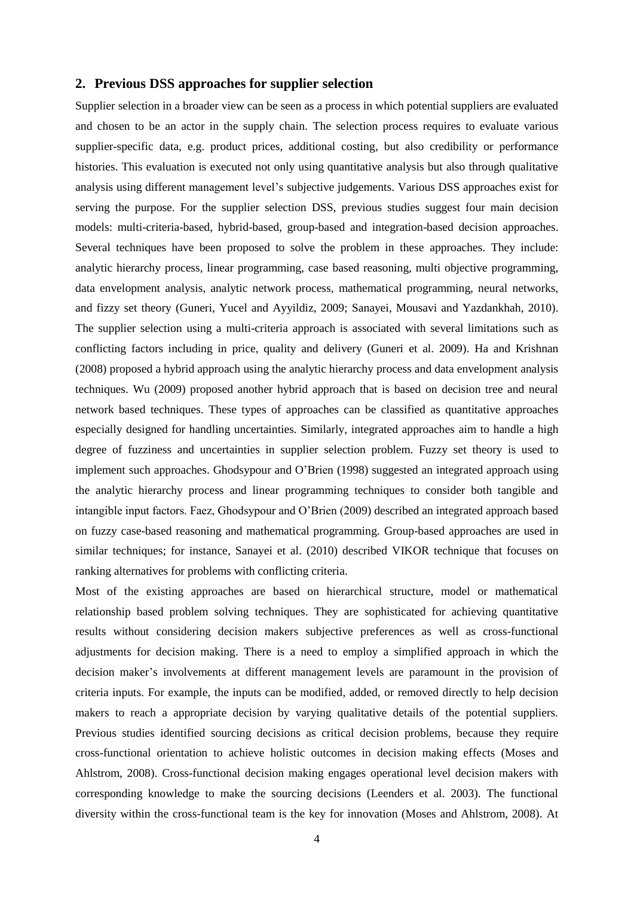## 2. Previous DSS approaches for supplier selection

Supplier selection in a broader view can be seen as a process in which potential suppliers are evaluated and chosen to be an actor in the supply chain. The selection process requires to evaluate various supplier-specific data, e.g. product prices, additional costing, but also credibility or performance histories. This evaluation is executed not only using quantitative analysis but also through qualitative analysis using different management level's subjective judgements. Various DSS approaches exist for serving the purpose. For the supplier selection DSS, previous studies suggest four main decision models: multi-criteria-based, hybrid-based, group-based and integration-based decision approaches. Several techniques have been proposed to solve the problem in these approaches. They include: analytic hierarchy process, linear programming, case based reasoning, multi objective programming, data envelopment analysis, analytic network process, mathematical programming, neural networks, and fizzy set theory (Guneri, Yucel and Ayyildiz, 2009; Sanayei, Mousavi and Yazdankhah, 2010). The supplier selection using a multi-criteria approach is associated with several limitations such as conflicting factors including in price, quality and delivery (Guneri et al. 2009). Ha and Krishnan (2008) proposed a hybrid approach using the analytic hierarchy process and data envelopment analysis techniques. Wu (2009) proposed another hybrid approach that is based on decision tree and neural network based techniques. These types of approaches can be classified as quantitative approaches especially designed for handling uncertainties. Similarly, integrated approaches aim to handle a high degree of fuzziness and uncertainties in supplier selection problem. Fuzzy set theory is used to implement such approaches. Ghodsypour and O'Brien (1998) suggested an integrated approach using the analytic hierarchy process and linear programming techniques to consider both tangible and intangible input factors. Faez, Ghodsypour and O'Brien (2009) described an integrated approach based on fuzzy case-based reasoning and mathematical programming. Group-based approaches are used in similar techniques; for instance, Sanayei et al. (2010) described VIKOR technique that focuses on ranking alternatives for problems with conflicting criteria.

Most of the existing approaches are based on hierarchical structure, model or mathematical relationship based problem solving techniques. They are sophisticated for achieving quantitative results without considering decision makers subjective preferences as well as cross-functional adjustments for decision making. There is a need to employ a simplified approach in which the decision maker's involvements at different management levels are paramount in the provision of criteria inputs. For example, the inputs can be modified, added, or removed directly to help decision makers to reach a appropriate decision by varying qualitative details of the potential suppliers. Previous studies identified sourcing decisions as critical decision problems, because they require cross-functional orientation to achieve holistic outcomes in decision making effects (Moses and Ahlstrom, 2008). Cross-functional decision making engages operational level decision makers with corresponding knowledge to make the sourcing decisions (Leenders et al. 2003). The functional diversity within the cross-functional team is the key for innovation (Moses and Ahlstrom, 2008). At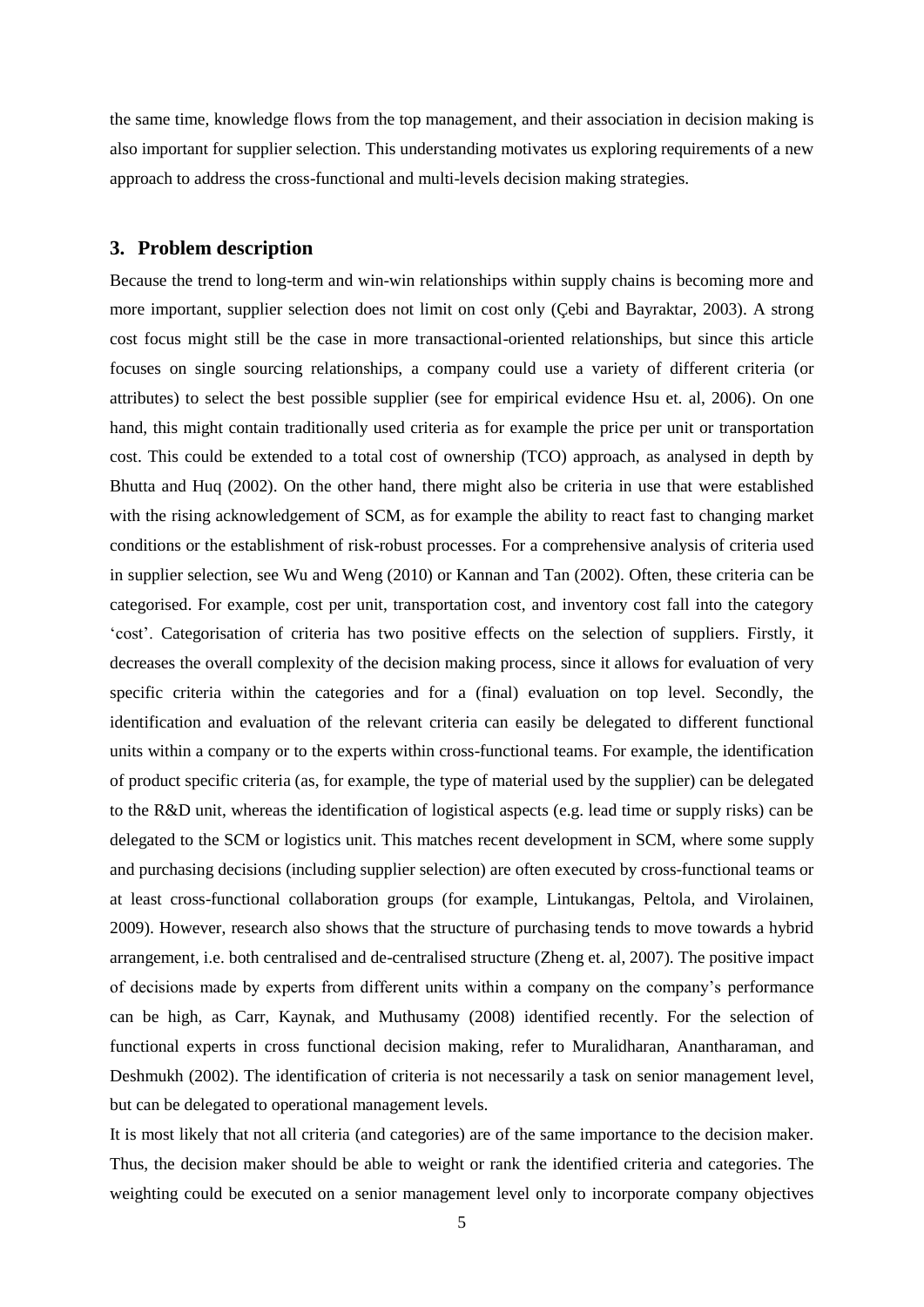the same time, knowledge flows from the top management, and their association in decision making is also important for supplier selection. This understanding motivates us exploring requirements of a new approach to address the cross-functional and multi-levels decision making strategies.

## 3. Problem description

Because the trend to long-term and win-win relationships within supply chains is becoming more and more important, supplier selection does not limit on cost only (Çebi and Bayraktar, 2003). A strong cost focus might still be the case in more transactional-oriented relationships, but since this article focuses on single sourcing relationships, a company could use a variety of different criteria (or attributes) to select the best possible supplier (see for empirical evidence Hsu et. al, 2006). On one hand, this might contain traditionally used criteria as for example the price per unit or transportation cost. This could be extended to a total cost of ownership (TCO) approach, as analysed in depth by Bhutta and Huq (2002). On the other hand, there might also be criteria in use that were established with the rising acknowledgement of SCM, as for example the ability to react fast to changing market conditions or the establishment of risk-robust processes. For a comprehensive analysis of criteria used in supplier selection, see Wu and Weng (2010) or Kannan and Tan (2002). Often, these criteria can be categorised. For example, cost per unit, transportation cost, and inventory cost fall into the category 'cost'. Categorisation of criteria has two positive effects on the selection of suppliers. Firstly, it decreases the overall complexity of the decision making process, since it allows for evaluation of very specific criteria within the categories and for a (final) evaluation on top level. Secondly, the identification and evaluation of the relevant criteria can easily be delegated to different functional units within a company or to the experts within cross-functional teams. For example, the identification of product specific criteria (as, for example, the type of material used by the supplier) can be delegated to the R&D unit, whereas the identification of logistical aspects (e.g. lead time or supply risks) can be delegated to the SCM or logistics unit. This matches recent development in SCM, where some supply and purchasing decisions (including supplier selection) are often executed by cross-functional teams or at least cross-functional collaboration groups (for example, Lintukangas, Peltola, and Virolainen, 2009). However, research also shows that the structure of purchasing tends to move towards a hybrid arrangement, i.e. both centralised and de-centralised structure (Zheng et. al, 2007). The positive impact of decisions made by experts from different units within a company on the company's performance can be high, as Carr, Kaynak, and Muthusamy (2008) identified recently. For the selection of functional experts in cross functional decision making, refer to Muralidharan, Anantharaman, and Deshmukh (2002). The identification of criteria is not necessarily a task on senior management level, but can be delegated to operational management levels.

It is most likely that not all criteria (and categories) are of the same importance to the decision maker. Thus, the decision maker should be able to weight or rank the identified criteria and categories. The weighting could be executed on a senior management level only to incorporate company objectives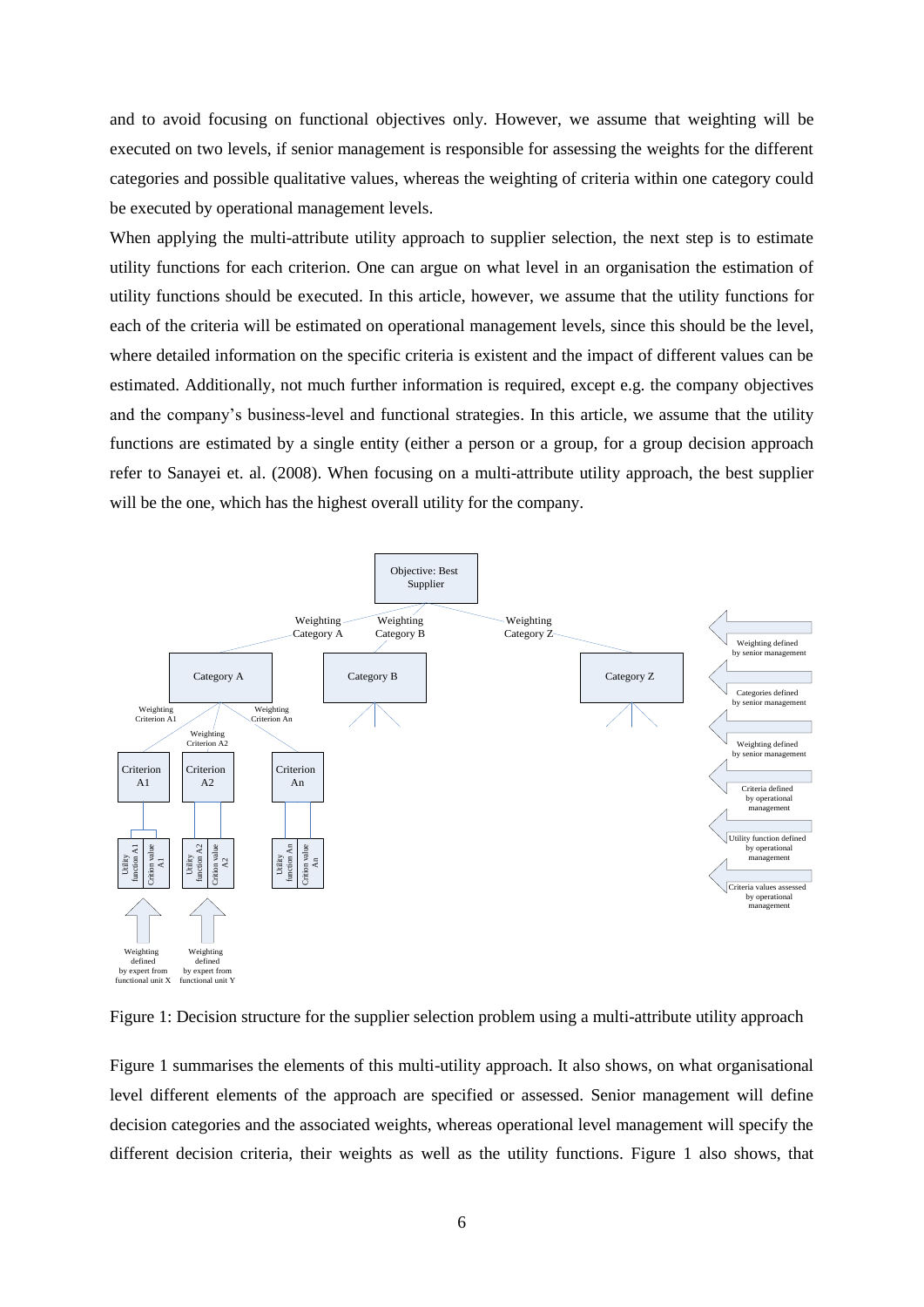and to avoid focusing on functional objectives only. However, we assume that weighting will be executed on two levels, if senior management is responsible for assessing the weights for the different categories and possible qualitative values, whereas the weighting of criteria within one category could be executed by operational management levels.

When applying the multi-attribute utility approach to supplier selection, the next step is to estimate utility functions for each criterion. One can argue on what level in an organisation the estimation of utility functions should be executed. In this article, however, we assume that the utility functions for each of the criteria will be estimated on operational management levels, since this should be the level, where detailed information on the specific criteria is existent and the impact of different values can be estimated. Additionally, not much further information is required, except e.g. the company objectives and the company's business-level and functional strategies. In this article, we assume that the utility functions are estimated by a single entity (either a person or a group, for a group decision approach refer to Sanayei et. al. (2008). When focusing on a multi-attribute utility approach, the best supplier will be the one, which has the highest overall utility for the company.

Figure 1: Decision structure for the supplier selection problem using a multi-attribute utility approach

Figure 1 summarises the elements of this multi-utility approach. It also shows, on what organisational level different elements of the approach are specified or assessed. Senior management will define decision categories and the associated weights, whereas operational level management will specify the different decision criteria, their weights as well as the utility functions. Figure 1 also shows, that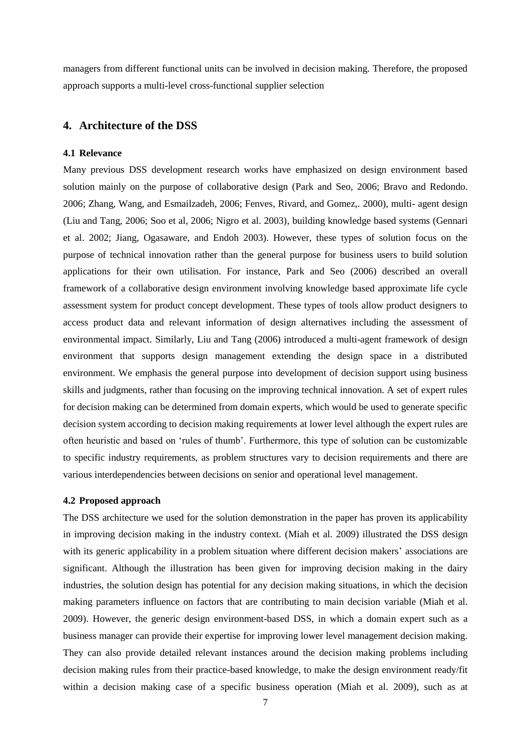managers from different functional units can be involved in decision making. Therefore, the proposed approach supports a multi-level cross-functional supplier selection

## 4. Architecture of the DSS

### 4.1 Relevance

Many previous DSS development research works have emphasized on design environment based solution mainly on the purpose of collaborative design (Park and Seo, 2006; Bravo and Redondo. 2006; Zhang, Wang, and Esmailzadeh, 2006; Fenves, Rivard, and Gomez,. 2000), multi- agent design (Liu and Tang, 2006; Soo et al, 2006; Nigro et al. 2003), building knowledge based systems (Gennari et al. 2002; Jiang, Ogasaware, and Endoh 2003). However, these types of solution focus on the purpose of technical innovation rather than the general purpose for business users to build solution applications for their own utilisation. For instance, Park and Seo (2006) described an overall framework of a collaborative design environment involving knowledge based approximate life cycle assessment system for product concept development. These types of tools allow product designers to access product data and relevant information of design alternatives including the assessment of environmental impact. Similarly, Liu and Tang (2006) introduced a multi-agent framework of design environment that supports design management extending the design space in a distributed environment. We emphasis the general purpose into development of decision support using business skills and judgments, rather than focusing on the improving technical innovation. A set of expert rules for decision making can be determined from domain experts, which would be used to generate specific decision system according to decision making requirements at lower level although the expert rules are often heuristic and based on 'rules of thumb'. Furthermore, this type of solution can be customizable to specific industry requirements, as problem structures vary to decision requirements and there are various interdependencies between decisions on senior and operational level management.

### 4.2 Proposed approach

The DSS architecture we used for the solution demonstration in the paper has proven its applicability in improving decision making in the industry context. (Miah et al. 2009) illustrated the DSS design with its generic applicability in a problem situation where different decision makers' associations are significant. Although the illustration has been given for improving decision making in the dairy industries, the solution design has potential for any decision making situations, in which the decision making parameters influence on factors that are contributing to main decision variable (Miah et al. 2009). However, the generic design environment-based DSS, in which a domain expert such as a business manager can provide their expertise for improving lower level management decision making. They can also provide detailed relevant instances around the decision making problems including decision making rules from their practice-based knowledge, to make the design environment ready/fit within a decision making case of a specific business operation (Miah et al. 2009), such as at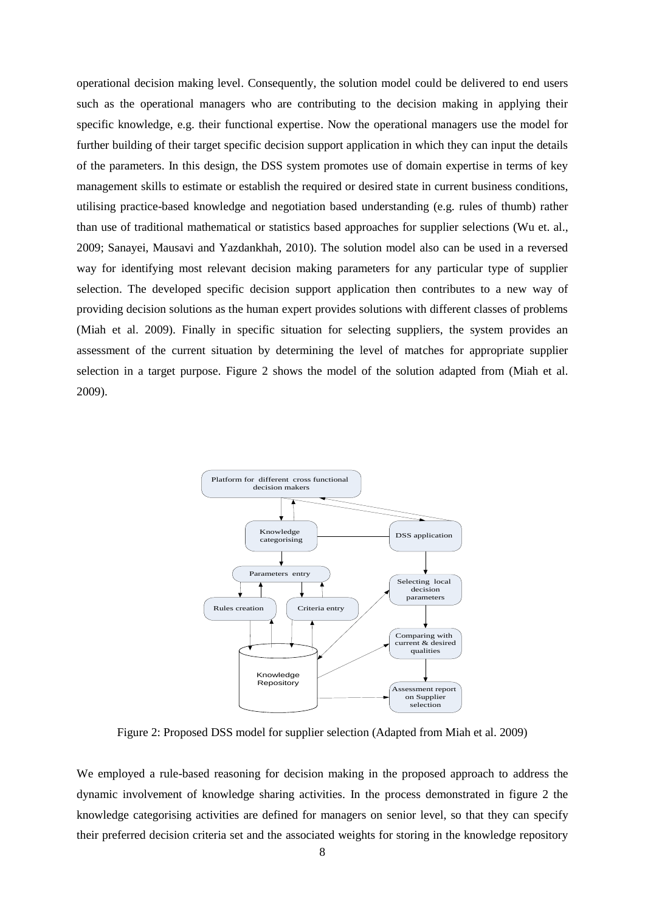operational decision making level. Consequently, the solution model could be delivered to end users such as the operational managers who are contributing to the decision making in applying their specific knowledge, e.g. their functional expertise. Now the operational managers use the model for further building of their target specific decision support application in which they can input the details of the parameters. In this design, the DSS system promotes use of domain expertise in terms of key management skills to estimate or establish the required or desired state in current business conditions, utilising practice-based knowledge and negotiation based understanding (e.g. rules of thumb) rather than use of traditional mathematical or statistics based approaches for supplier selections (Wu et. al., 2009; Sanayei, Mausavi and Yazdankhah, 2010). The solution model also can be used in a reversed way for identifying most relevant decision making parameters for any particular type of supplier selection. The developed specific decision support application then contributes to a new way of providing decision solutions as the human expert provides solutions with different classes of problems (Miah et al. 2009). Finally in specific situation for selecting suppliers, the system provides an assessment of the current situation by determining the level of matches for appropriate supplier selection in a target purpose. Figure 2 shows the model of the solution adapted from (Miah et al. 2009).

Figure 2: Proposed DSS model for supplier selection (Adapted from Miah et al. 2009)

We employed a rule-based reasoning for decision making in the proposed approach to address the dynamic involvement of knowledge sharing activities. In the process demonstrated in figure 2 the knowledge categorising activities are defined for managers on senior level, so that they can specify their preferred decision criteria set and the associated weights for storing in the knowledge repository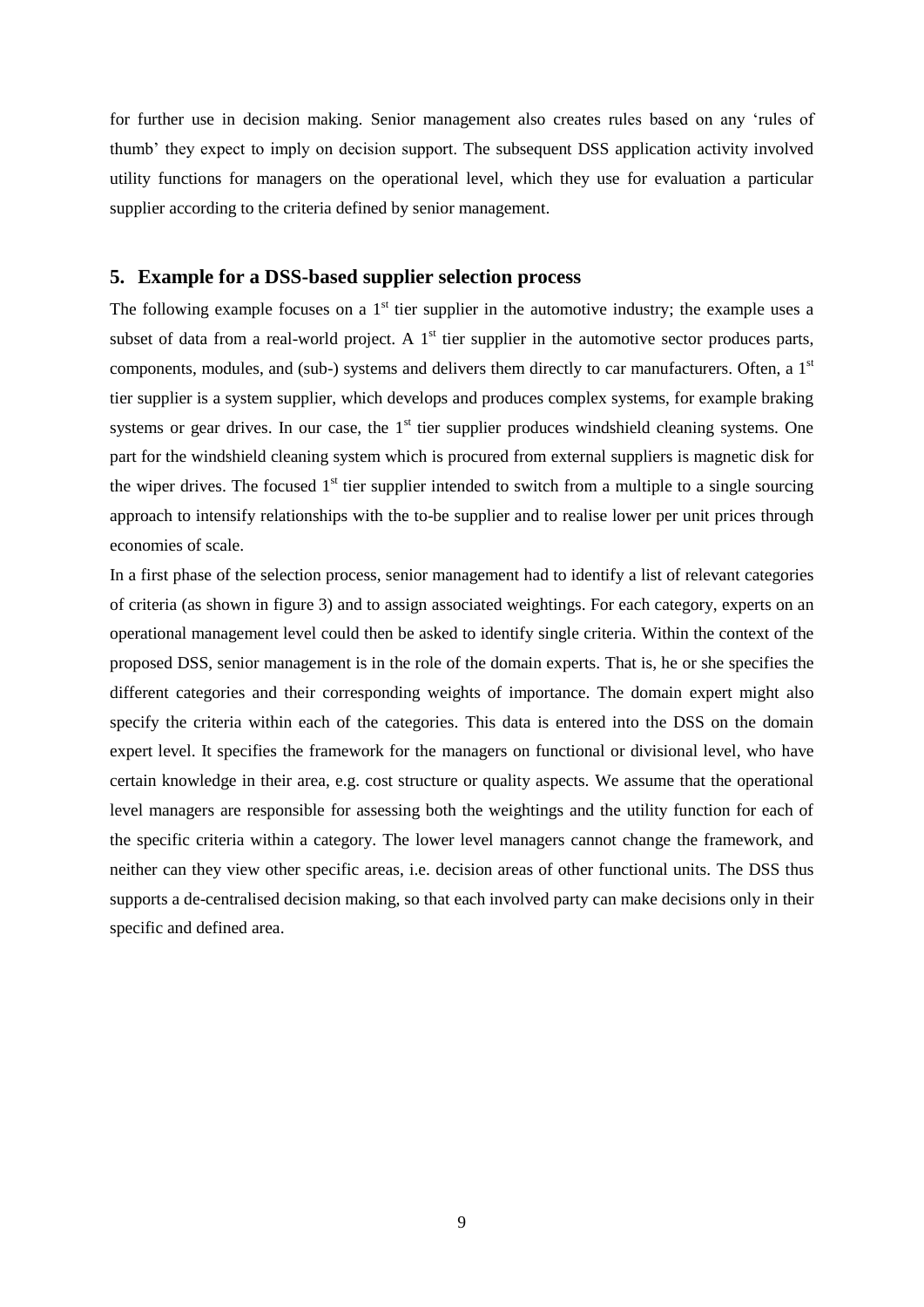for further use in decision making. Senior management also creates rules based on any 'rules of thumb' they expect to imply on decision support. The subsequent DSS application activity involved utility functions for managers on the operational level, which they use for evaluation a particular supplier according to the criteria defined by senior management.

## 5. Example for a DSS-based supplier selection process

The following example focuses on a 1st tier supplier in the automotive industry; the example uses a subset of data from a real-world project. A 1st tier supplier in the automotive sector produces parts, components, modules, and (sub-) systems and delivers them directly to car manufacturers. Often, a 1st tier supplier is a system supplier, which develops and produces complex systems, for example braking systems or gear drives. In our case, the 1st tier supplier produces windshield cleaning systems. One part for the windshield cleaning system which is procured from external suppliers is magnetic disk for the wiper drives. The focused 1st tier supplier intended to switch from a multiple to a single sourcing approach to intensify relationships with the to-be supplier and to realise lower per unit prices through economies of scale.

In a first phase of the selection process, senior management had to identify a list of relevant categories of criteria (as shown in figure 3) and to assign associated weightings. For each category, experts on an operational management level could then be asked to identify single criteria. Within the context of the proposed DSS, senior management is in the role of the domain experts. That is, he or she specifies the different categories and their corresponding weights of importance. The domain expert might also specify the criteria within each of the categories. This data is entered into the DSS on the domain expert level. It specifies the framework for the managers on functional or divisional level, who have certain knowledge in their area, e.g. cost structure or quality aspects. We assume that the operational level managers are responsible for assessing both the weightings and the utility function for each of the specific criteria within a category. The lower level managers cannot change the framework, and neither can they view other specific areas, i.e. decision areas of other functional units. The DSS thus supports a de-centralised decision making, so that each involved party can make decisions only in their specific and defined area.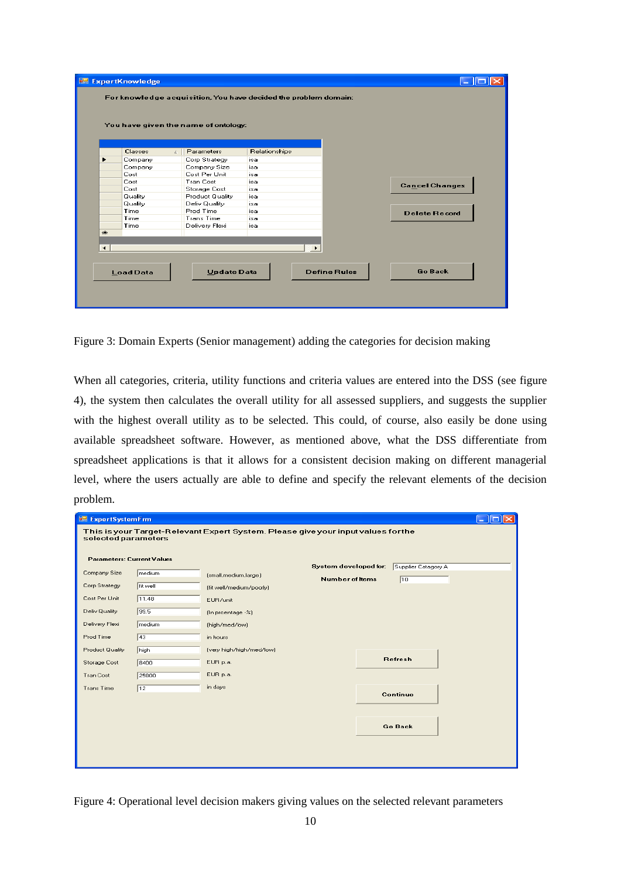Figure 3: Domain Experts (Senior management) adding the categories for decision making

When all categories, criteria, utility functions and criteria values are entered into the DSS (see figure 4), the system then calculates the overall utility for all assessed suppliers, and suggests the supplier with the highest overall utility as to be selected. This could, of course, also easily be done using available spreadsheet software. However, as mentioned above, what the DSS differentiate from spreadsheet applications is that it allows for a consistent decision making on different managerial level, where the users actually are able to define and specify the relevant elements of the decision problem.

Figure 4: Operational level decision makers giving values on the selected relevant parameters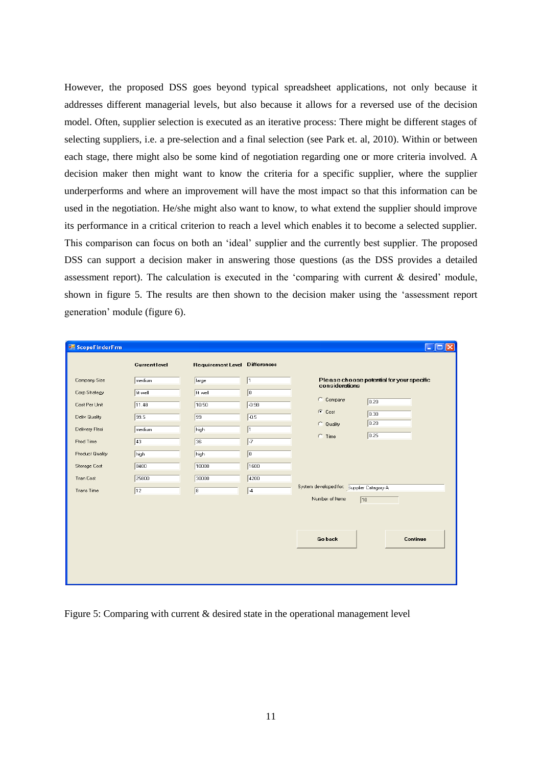However, the proposed DSS goes beyond typical spreadsheet applications, not only because it addresses different managerial levels, but also because it allows for a reversed use of the decision model. Often, supplier selection is executed as an iterative process: There might be different stages of selecting suppliers, i.e. a pre-selection and a final selection (see Park et. al, 2010). Within or between each stage, there might also be some kind of negotiation regarding one or more criteria involved. A decision maker then might want to know the criteria for a specific supplier, where the supplier underperforms and where an improvement will have the most impact so that this information can be used in the negotiation. He/she might also want to know, to what extend the supplier should improve its performance in a critical criterion to reach a level which enables it to become a selected supplier. This comparison can focus on both an 'ideal' supplier and the currently best supplier. The proposed DSS can support a decision maker in answering those questions (as the DSS provides a detailed assessment report). The calculation is executed in the 'comparing with current & desired' module, shown in figure 5. The results are then shown to the decision maker using the 'assessment report generation' module (figure 6).

Figure 5: Comparing with current & desired state in the operational management level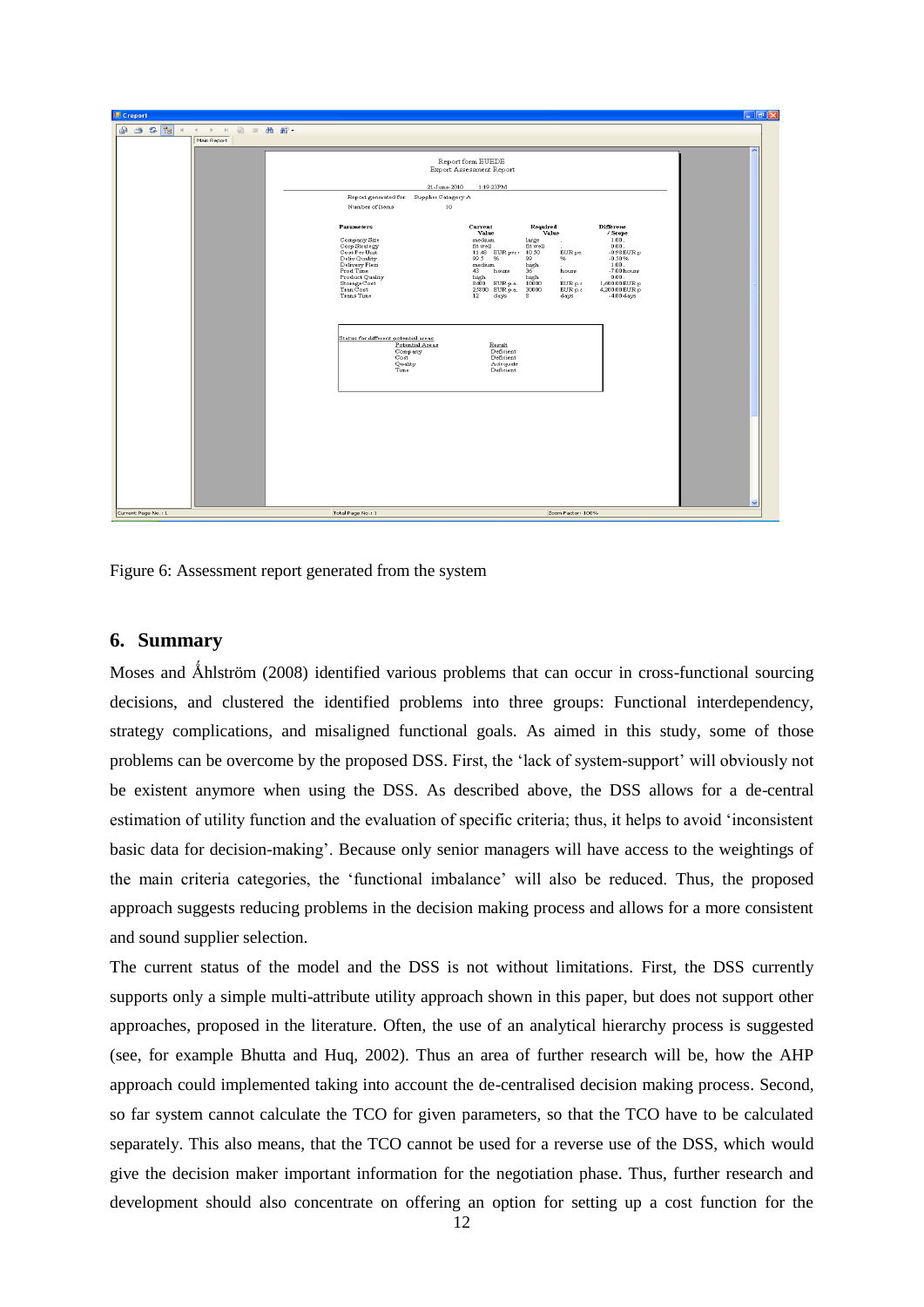Figure 6: Assessment report generated from the system

## 6. Summary

Moses and Åhlström (2008) identified various problems that can occur in cross-functional sourcing decisions, and clustered the identified problems into three groups: Functional interdependency, strategy complications, and misaligned functional goals. As aimed in this study, some of those problems can be overcome by the proposed DSS. First, the 'lack of system-support' will obviously not be existent anymore when using the DSS. As described above, the DSS allows for a de-central estimation of utility function and the evaluation of specific criteria; thus, it helps to avoid 'inconsistent basic data for decision-making'. Because only senior managers will have access to the weightings of the main criteria categories, the 'functional imbalance' will also be reduced. Thus, the proposed approach suggests reducing problems in the decision making process and allows for a more consistent and sound supplier selection.

The current status of the model and the DSS is not without limitations. First, the DSS currently supports only a simple multi-attribute utility approach shown in this paper, but does not support other approaches, proposed in the literature. Often, the use of an analytical hierarchy process is suggested (see, for example Bhutta and Huq, 2002). Thus an area of further research will be, how the AHP approach could implemented taking into account the de-centralised decision making process. Second, so far system cannot calculate the TCO for given parameters, so that the TCO have to be calculated separately. This also means, that the TCO cannot be used for a reverse use of the DSS, which would give the decision maker important information for the negotiation phase. Thus, further research and development should also concentrate on offering an option for setting up a cost function for the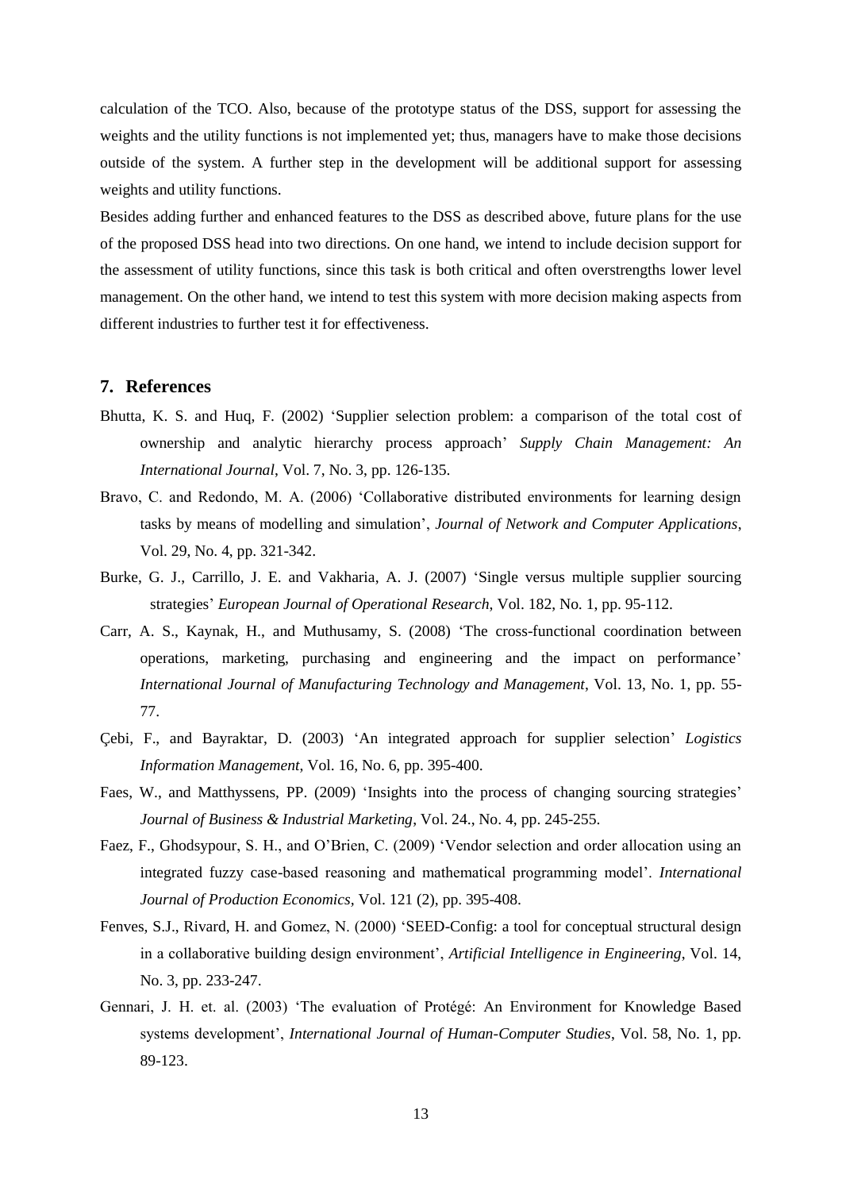calculation of the TCO. Also, because of the prototype status of the DSS, support for assessing the weights and the utility functions is not implemented yet; thus, managers have to make those decisions outside of the system. A further step in the development will be additional support for assessing weights and utility functions.

Besides adding further and enhanced features to the DSS as described above, future plans for the use of the proposed DSS head into two directions. On one hand, we intend to include decision support for the assessment of utility functions, since this task is both critical and often overstrengths lower level management. On the other hand, we intend to test this system with more decision making aspects from different industries to further test it for effectiveness.

## 7. References

Bhutta, K. S. and Huq, F. (2002) 'Supplier selection problem: a comparison of the total cost of ownership and analytic hierarchy process approach' *Supply Chain Management: An International Journal*, Vol. 7, No. 3, pp. 126-135.

Bravo, C. and Redondo, M. A. (2006) 'Collaborative distributed environments for learning design tasks by means of modelling and simulation', *Journal of Network and Computer Applications*, Vol. 29, No. 4, pp. 321-342.

Burke, G. J., Carrillo, J. E. and Vakharia, A. J. (2007) 'Single versus multiple supplier sourcing strategies' *European Journal of Operational Research*, Vol. 182, No. 1, pp. 95-112.

Carr, A. S., Kaynak, H., and Muthusamy, S. (2008) 'The cross-functional coordination between operations, marketing, purchasing and engineering and the impact on performance' *International Journal of Manufacturing Technology and Management*, Vol. 13, No. 1, pp. 55-77.

Çebi, F., and Bayraktar, D. (2003) 'An integrated approach for supplier selection' *Logistics Information Management*, Vol. 16, No. 6, pp. 395-400.

Faes, W., and Matthyssens, PP. (2009) 'Insights into the process of changing sourcing strategies' *Journal of Business & Industrial Marketing*, Vol. 24., No. 4, pp. 245-255.

Faez, F., Ghodsypour, S. H., and O'Brien, C. (2009) 'Vendor selection and order allocation using an integrated fuzzy case-based reasoning and mathematical programming model'. *International Journal of Production Economics*, Vol. 121 (2), pp. 395-408.

Fenves, S.J., Rivard, H. and Gomez, N. (2000) 'SEED-Config: a tool for conceptual structural design in a collaborative building design environment', *Artificial Intelligence in Engineering*, Vol. 14, No. 3, pp. 233-247.

Gennari, J. H. et. al. (2003) 'The evaluation of Protégé: An Environment for Knowledge Based systems development', *International Journal of Human-Computer Studies*, Vol. 58, No. 1, pp. 89-123.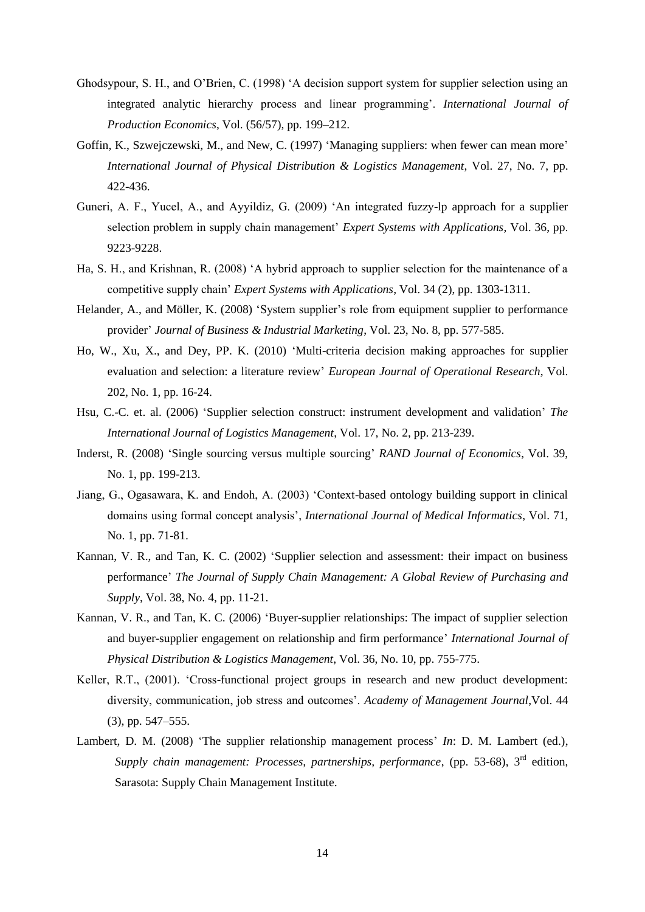Ghodsypour, S. H., and O'Brien, C. (1998) 'A decision support system for supplier selection using an integrated analytic hierarchy process and linear programming'. *International Journal of Production Economics*, Vol. (56/57), pp. 199–212.

Goffin, K., Szwejczewski, M., and New, C. (1997) 'Managing suppliers: when fewer can mean more' *International Journal of Physical Distribution & Logistics Management*, Vol. 27, No. 7, pp. 422-436.

Guneri, A. F., Yucel, A., and Ayyildiz, G. (2009) 'An integrated fuzzy-lp approach for a supplier selection problem in supply chain management' *Expert Systems with Applications*, Vol. 36, pp. 9223-9228.

Ha, S. H., and Krishnan, R. (2008) 'A hybrid approach to supplier selection for the maintenance of a competitive supply chain' *Expert Systems with Applications*, Vol. 34 (2), pp. 1303-1311.

Helander, A., and Möller, K. (2008) 'System supplier's role from equipment supplier to performance provider' *Journal of Business & Industrial Marketing*, Vol. 23, No. 8, pp. 577-585.

Ho, W., Xu, X., and Dey, PP. K. (2010) 'Multi-criteria decision making approaches for supplier evaluation and selection: a literature review' *European Journal of Operational Research*, Vol. 202, No. 1, pp. 16-24.

Hsu, C.-C. et. al. (2006) 'Supplier selection construct: instrument development and validation' *The International Journal of Logistics Management*, Vol. 17, No. 2, pp. 213-239.

Inderst, R. (2008) 'Single sourcing versus multiple sourcing' *RAND Journal of Economics*, Vol. 39, No. 1, pp. 199-213.

Jiang, G., Ogasawara, K. and Endoh, A. (2003) 'Context-based ontology building support in clinical domains using formal concept analysis', *International Journal of Medical Informatics*, Vol. 71, No. 1, pp. 71-81.

Kannan, V. R., and Tan, K. C. (2002) 'Supplier selection and assessment: their impact on business performance' *The Journal of Supply Chain Management: A Global Review of Purchasing and Supply*, Vol. 38, No. 4, pp. 11-21.

Kannan, V. R., and Tan, K. C. (2006) 'Buyer-supplier relationships: The impact of supplier selection and buyer-supplier engagement on relationship and firm performance' *International Journal of Physical Distribution & Logistics Management*, Vol. 36, No. 10, pp. 755-775.

Keller, R.T., (2001). 'Cross-functional project groups in research and new product development: diversity, communication, job stress and outcomes'. *Academy of Management Journal*,Vol. 44 (3), pp. 547–555.

Lambert, D. M. (2008) 'The supplier relationship management process' *In*: D. M. Lambert (ed.), *Supply chain management: Processes, partnerships, performance*, (pp. 53-68), 3rd edition, Sarasota: Supply Chain Management Institute.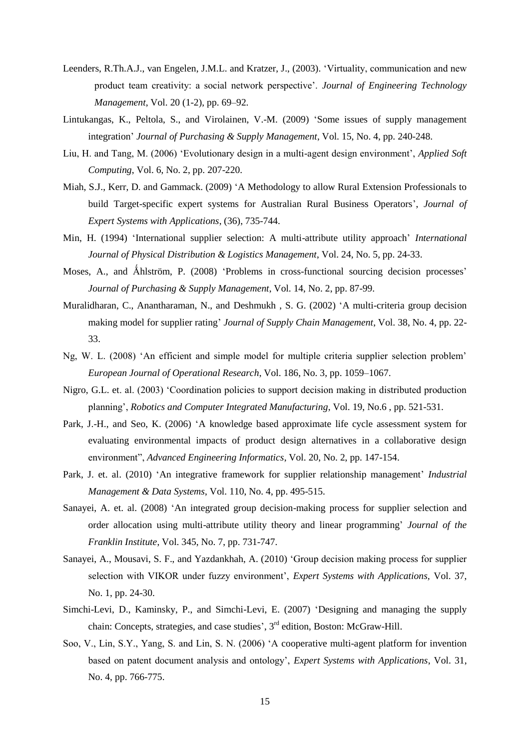Leenders, R.Th.A.J., van Engelen, J.M.L. and Kratzer, J., (2003). 'Virtuality, communication and new product team creativity: a social network perspective'. *Journal of Engineering Technology Management*, Vol. 20 (1-2), pp. 69–92.

Lintukangas, K., Peltola, S., and Virolainen, V.-M. (2009) 'Some issues of supply management integration' *Journal of Purchasing & Supply Management*, Vol. 15, No. 4, pp. 240-248.

Liu, H. and Tang, M. (2006) 'Evolutionary design in a multi-agent design environment', *Applied Soft Computing*, Vol. 6, No. 2, pp. 207-220.

Miah, S.J., Kerr, D. and Gammack. (2009) 'A Methodology to allow Rural Extension Professionals to build Target-specific expert systems for Australian Rural Business Operators', *Journal of Expert Systems with Applications*, (36), 735-744.

Min, H. (1994) 'International supplier selection: A multi-attribute utility approach' *International Journal of Physical Distribution & Logistics Management*, Vol. 24, No. 5, pp. 24-33.

Moses, A., and Ǻhlström, P. (2008) 'Problems in cross-functional sourcing decision processes' *Journal of Purchasing & Supply Management*, Vol. 14, No. 2, pp. 87-99.

Muralidharan, C., Anantharaman, N., and Deshmukh , S. G. (2002) 'A multi-criteria group decision making model for supplier rating' *Journal of Supply Chain Management*, Vol. 38, No. 4, pp. 22-33.

Ng, W. L. (2008) 'An efficient and simple model for multiple criteria supplier selection problem' *European Journal of Operational Research*, Vol. 186, No. 3, pp. 1059–1067.

Nigro, G.L. et. al. (2003) 'Coordination policies to support decision making in distributed production planning', *Robotics and Computer Integrated Manufacturing*, Vol. 19, No.6 , pp. 521-531.

Park, J.-H., and Seo, K. (2006) 'A knowledge based approximate life cycle assessment system for evaluating environmental impacts of product design alternatives in a collaborative design environment", *Advanced Engineering Informatics*, Vol. 20, No. 2, pp. 147-154.

Park, J. et. al. (2010) 'An integrative framework for supplier relationship management' *Industrial Management & Data Systems*, Vol. 110, No. 4, pp. 495-515.

Sanayei, A. et. al. (2008) 'An integrated group decision-making process for supplier selection and order allocation using multi-attribute utility theory and linear programming' *Journal of the Franklin Institute*, Vol. 345, No. 7, pp. 731-747.

Sanayei, A., Mousavi, S. F., and Yazdankhah, A. (2010) 'Group decision making process for supplier selection with VIKOR under fuzzy environment', *Expert Systems with Applications*, Vol. 37, No. 1, pp. 24-30.

Simchi-Levi, D., Kaminsky, P., and Simchi-Levi, E. (2007) 'Designing and managing the supply chain: Concepts, strategies, and case studies', 3rd edition, Boston: McGraw-Hill.

Soo, V., Lin, S.Y., Yang, S. and Lin, S. N. (2006) 'A cooperative multi-agent platform for invention based on patent document analysis and ontology', *Expert Systems with Applications*, Vol. 31, No. 4, pp. 766-775.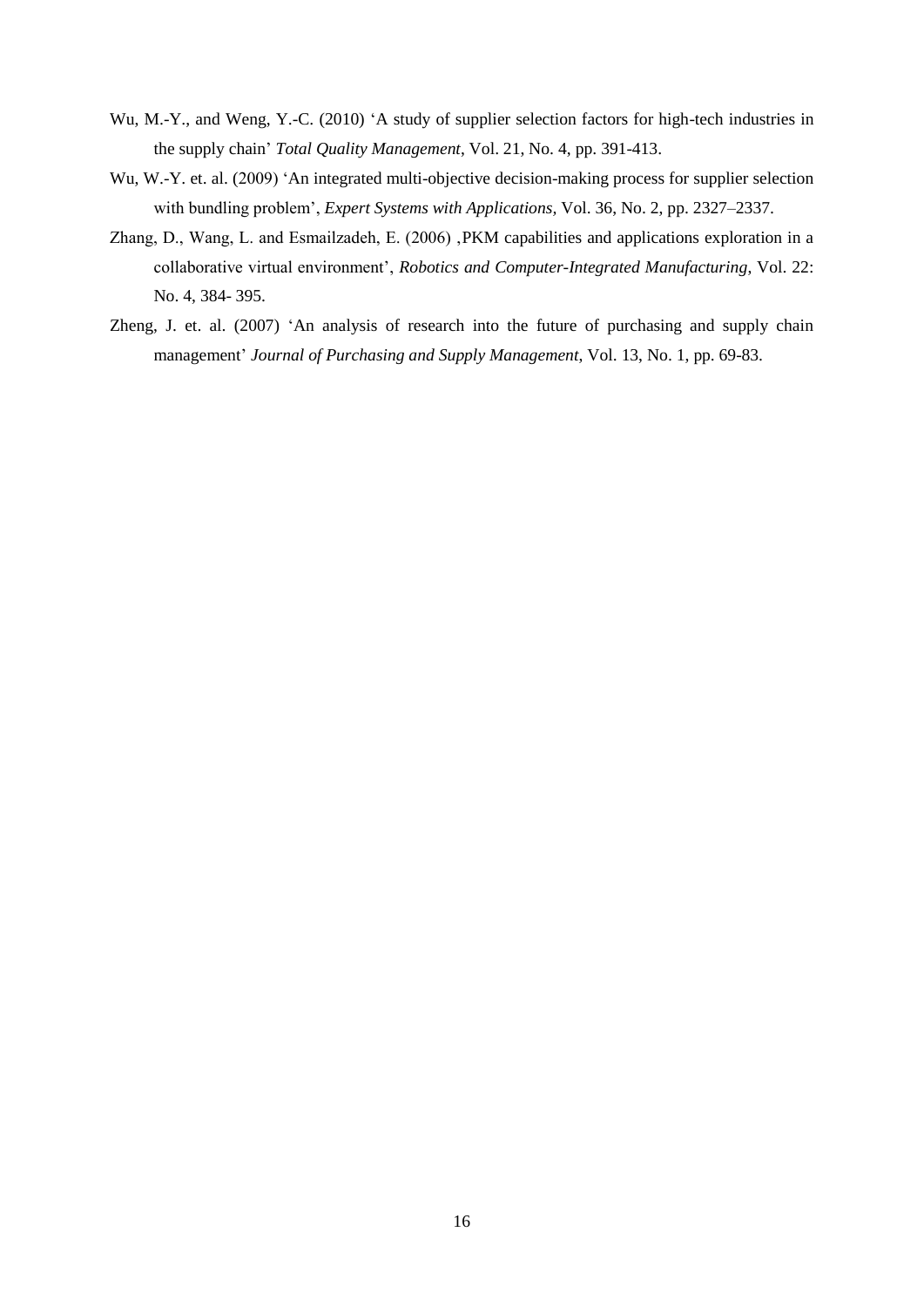Wu, M.-Y., and Weng, Y.-C. (2010) 'A study of supplier selection factors for high-tech industries in the supply chain' *Total Quality Management*, Vol. 21, No. 4, pp. 391-413.

Wu, W.-Y. et. al. (2009) 'An integrated multi-objective decision-making process for supplier selection with bundling problem', *Expert Systems with Applications,* Vol. 36, No. 2, pp. 2327–2337.

Zhang, D., Wang, L. and Esmailzadeh, E. (2006) ‚PKM capabilities and applications exploration in a collaborative virtual environment', *Robotics and Computer-Integrated Manufacturing*, Vol. 22: No. 4, 384- 395.

Zheng, J. et. al. (2007) 'An analysis of research into the future of purchasing and supply chain management' *Journal of Purchasing and Supply Management*, Vol. 13, No. 1, pp. 69-83.